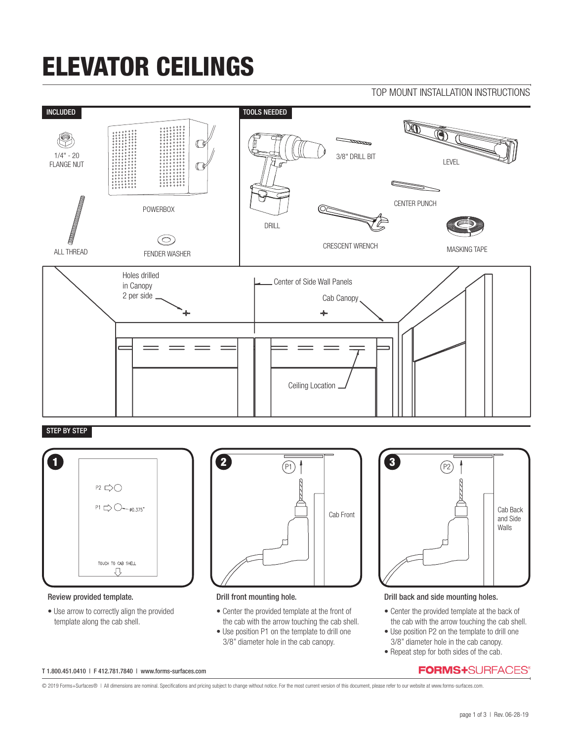# ELEVATOR CEILINGS

TOP MOUNT INSTALLATION INSTRUCTIONS

## INCLUDED

- 1/4" - 20 FLANGE NUT
- POWERBOX
- ALL THREAD
- FENDER WASHER

## TOOLS NEEDED

- DRILL
- 3/8" DRILL BIT
- LEVEL
- CENTER PUNCH
- CRESCENT WRENCH
- MASKING TAPE

Holes drilled in Canopy 2 per side

Center of Side Wall Panels

Cab Canopy

Ceiling Location

## STEP BY STEP

P2

P1 ø0.375"

TOUCH TO CAB SHELL

P1

Cab Front

P2

Cab Back and Side Walls

**1. Review provided template.**

- Use arrow to correctly align the provided template along the cab shell.

**2. Drill front mounting hole.**

- Center the provided template at the front of the cab with the arrow touching the cab shell.
- Use position P1 on the template to drill one 3/8" diameter hole in the cab canopy.

**3. Drill back and side mounting holes.**

- Center the provided template at the back of the cab with the arrow touching the cab shell.
- Use position P2 on the template to drill one 3/8" diameter hole in the cab canopy.
- Repeat step for both sides of the cab.

T 1.800.451.0410 | F 412.781.7840 | www.forms-surfaces.com

FORMS+SURFACES®

© 2019 Forms+Surfaces® | All dimensions are nominal. Specifications and pricing subject to change without notice. For the most current version of this document, please refer to our website at www.forms-surfaces.com.

Rev. 06-28-19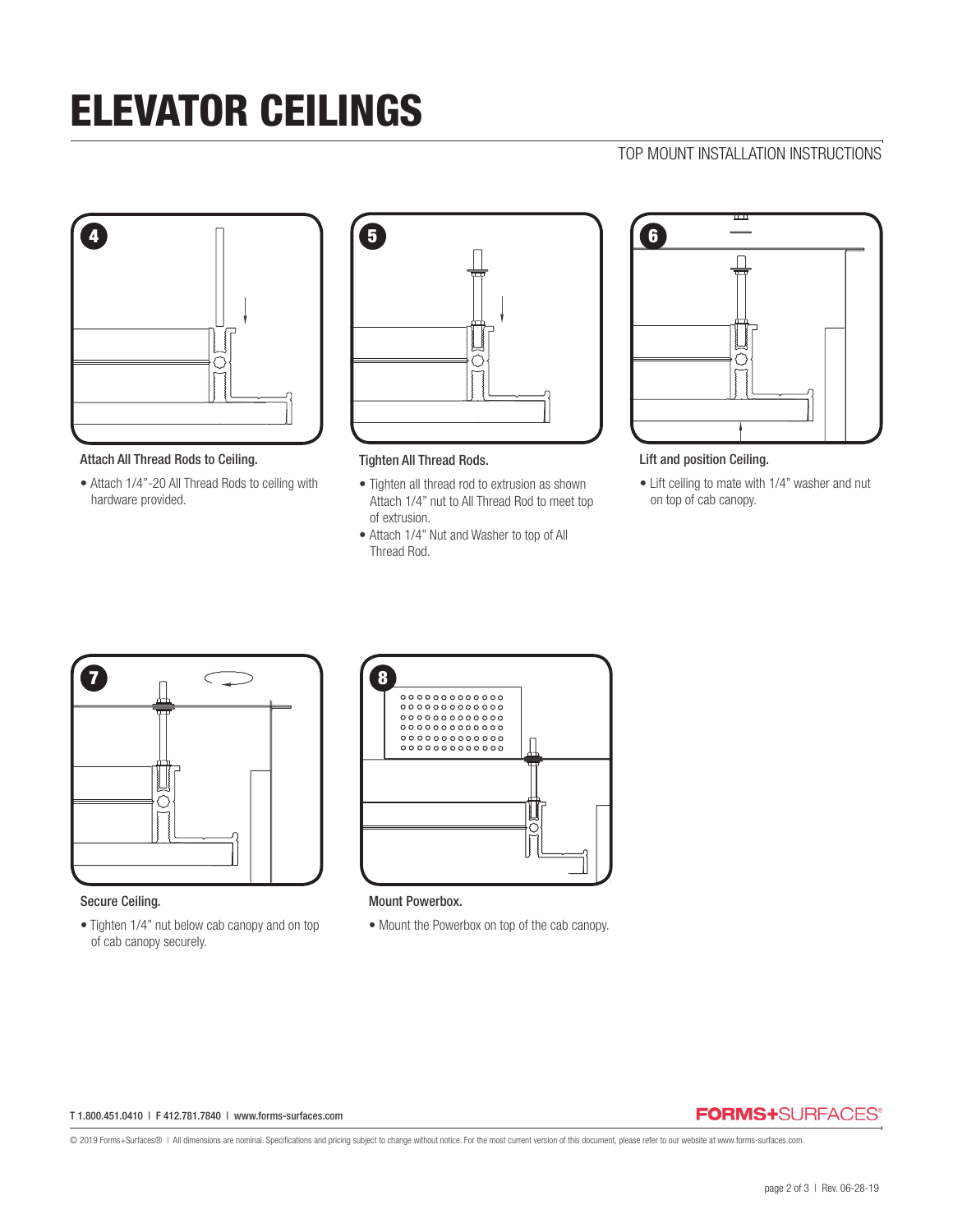# ELEVATOR CEILINGS

TOP MOUNT INSTALLATION INSTRUCTIONS

4

**Attach All Thread Rods to Ceiling.**

- Attach 1/4"-20 All Thread Rods to ceiling with hardware provided.

5

**Tighten All Thread Rods.**

- Tighten all thread rod to extrusion as shown Attach 1/4" nut to All Thread Rod to meet top of extrusion.
- Attach 1/4" Nut and Washer to top of All Thread Rod.

6

**Lift and position Ceiling.**

- Lift ceiling to mate with 1/4" washer and nut on top of cab canopy.

7

**Secure Ceiling.**

- Tighten 1/4" nut below cab canopy and on top of cab canopy securely.

8

**Mount Powerbox.**

- Mount the Powerbox on top of the cab canopy.

T 1.800.451.0410 | F 412.781.7840 | www.forms-surfaces.com

FORMS+SURFACES®

© 2019 Forms+Surfaces® | All dimensions are nominal. Specifications and pricing subject to change without notice. For the most current version of this document, please refer to our website at www.forms-surfaces.com.

Rev. 06-28-19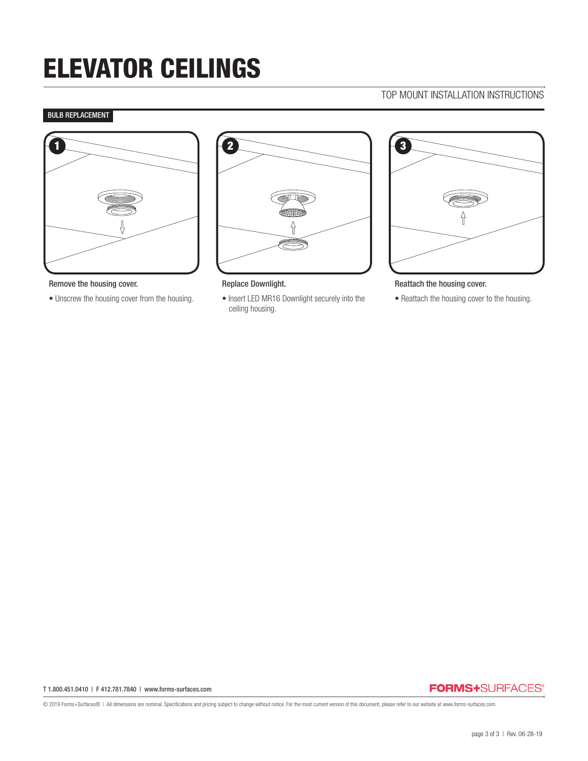# ELEVATOR CEILINGS

TOP MOUNT INSTALLATION INSTRUCTIONS

## BULB REPLACEMENT

**1**

**Remove the housing cover.**

- Unscrew the housing cover from the housing.

**2**

**Replace Downlight.**

- Insert LED MR16 Downlight securely into the ceiling housing.

**3**

**Reattach the housing cover.**

- Reattach the housing cover to the housing.

T 1.800.451.0410 | F 412.781.7840 | www.forms-surfaces.com

FORMS+SURFACES®

© 2019 Forms+Surfaces® | All dimensions are nominal. Specifications and pricing subject to change without notice. For the most current version of this document, please refer to our website at www.forms-surfaces.com.

Rev. 06-28-19